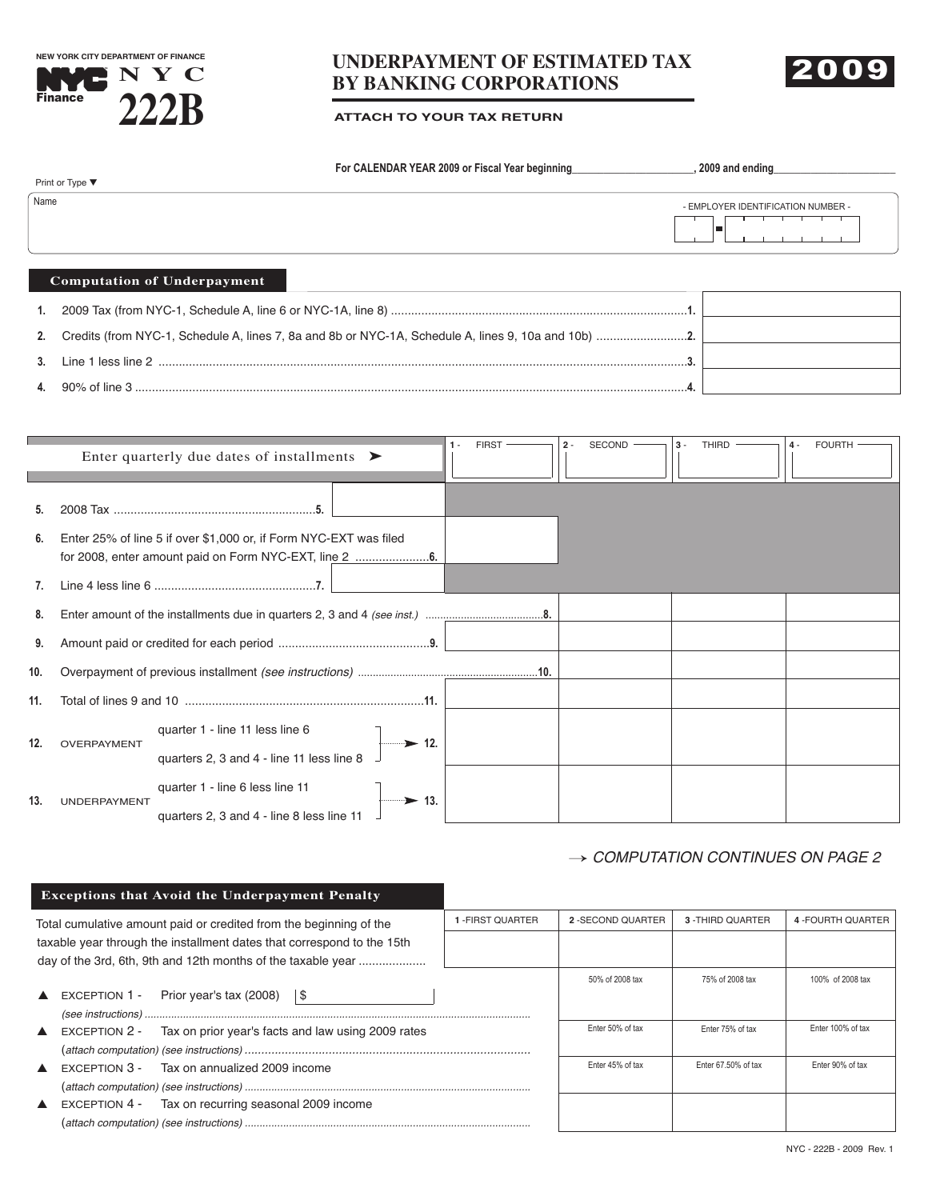NEW YORK CITY DEPARTMENT OF FINANCE

NYC Finance

# NYC 222B

# UNDERPAYMENT OF ESTIMATED TAX BY BANKING CORPORATIONS

**2009**

ATTACH TO YOUR TAX RETURN

For CALENDAR YEAR 2009 or Fiscal Year beginning______________________, 2009 and ending______________________

Print or Type ▼

Name

- EMPLOYER IDENTIFICATION NUMBER -

## Computation of Underpayment

| | | |
|---|---|---|
| **1.** | 2009 Tax (from NYC-1, Schedule A, line 6 or NYC-1A, line 8) ....................................................1. | |
| **2.** | Credits (from NYC-1, Schedule A, lines 7, 8a and 8b or NYC-1A, Schedule A, lines 9, 10a and 10b) ..........................2. | |
| **3.** | Line 1 less line 2 ..........................................................................................3. | |
| **4.** | 90% of line 3 ..........................................................................................4. | |

| Enter quarterly due dates of installments ➤ | | 1 - FIRST | 2 - SECOND | 3 - THIRD | 4 - FOURTH |
|---|---|---|---|---|---|
| **5.** 2008 Tax ............................................5. | | | | | |
| **6.** Enter 25% of line 5 if over $1,000 or, if Form NYC-EXT was filed for 2008, enter amount paid on Form NYC-EXT, line 2 ......................6. | | | | | |
| **7.** Line 4 less line 6 ................................................7. | | | | | |
| **8.** Enter amount of the installments due in quarters 2, 3 and 4 *(see inst.)* ........................................8. | | | | | |
| **9.** Amount paid or credited for each period .............................................9. | | | | | |
| **10.** Overpayment of previous installment *(see instructions)* ............................................10. | | | | | |
| **11.** Total of lines 9 and 10 .......................................................................11. | | | | | |
| **12.** OVERPAYMENT | quarter 1 - line 11 less line 6<br>quarters 2, 3 and 4 - line 11 less line 8 ➤ 12. | | | | |
| **13.** UNDERPAYMENT | quarter 1 - line 6 less line 11<br>quarters 2, 3 and 4 - line 8 less line 11 ➤ 13. | | | | |

*→ COMPUTATION CONTINUES ON PAGE 2*

## Exceptions that Avoid the Underpayment Penalty

| | 1 - FIRST QUARTER | 2 - SECOND QUARTER | 3 - THIRD QUARTER | 4 - FOURTH QUARTER |
|---|---|---|---|---|
| Total cumulative amount paid or credited from the beginning of the taxable year through the installment dates that correspond to the 15th day of the 3rd, 6th, 9th and 12th months of the taxable year .................... | | | | |
| ▲ EXCEPTION 1 - Prior year's tax (2008) $ ____ *(see instructions)* .................. | | 50% of 2008 tax | 75% of 2008 tax | 100% of 2008 tax |
| ▲ EXCEPTION 2 - Tax on prior year's facts and law using 2009 rates *(attach computation) (see instructions)* .................. | | Enter 50% of tax | Enter 75% of tax | Enter 100% of tax |
| ▲ EXCEPTION 3 - Tax on annualized 2009 income *(attach computation) (see instructions)* .................. | | Enter 45% of tax | Enter 67.50% of tax | Enter 90% of tax |
| ▲ EXCEPTION 4 - Tax on recurring seasonal 2009 income *(attach computation) (see instructions)* .................. | | | | |

NYC - 222B - 2009 Rev. 1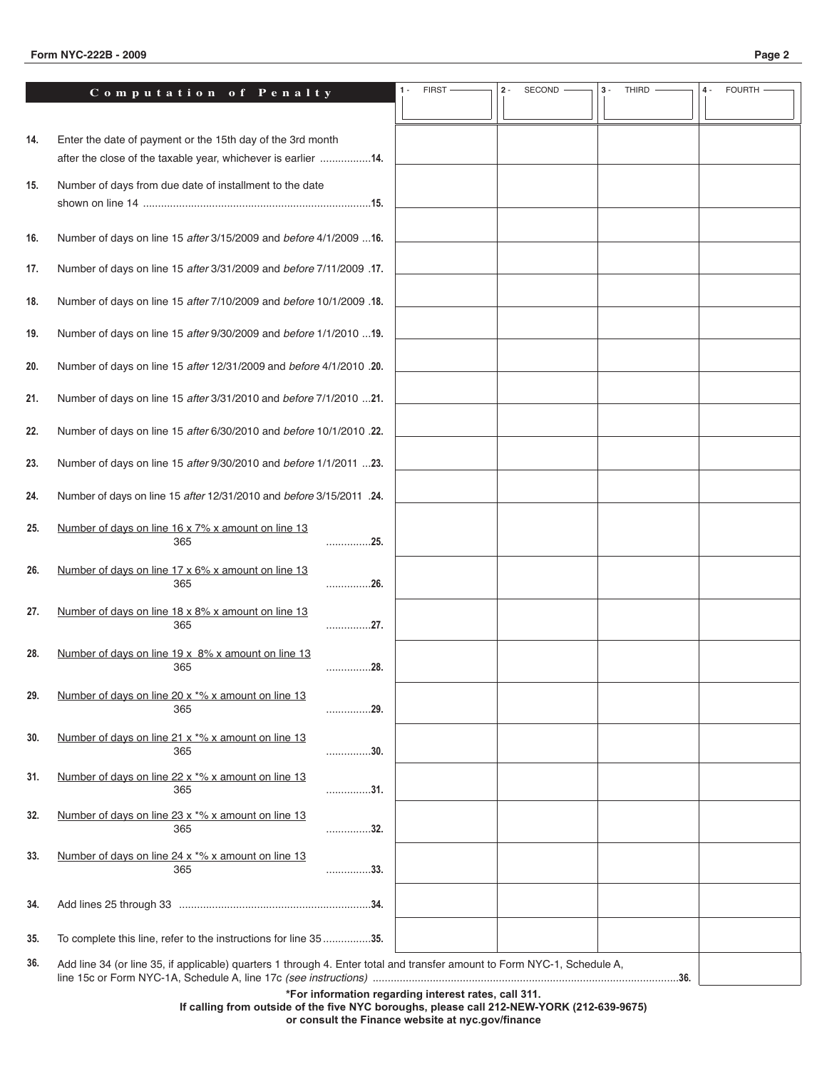## Computation of Penalty

| | | 1 - FIRST | 2 - SECOND | 3 - THIRD | 4 - FOURTH |
|---|---|---|---|---|---|
| 14. | Enter the date of payment or the 15th day of the 3rd month after the close of the taxable year, whichever is earlier .................14. | | | | |
| 15. | Number of days from due date of installment to the date shown on line 14 ...........................................................................15. | | | | |
| 16. | Number of days on line 15 *after* 3/15/2009 and *before* 4/1/2009 ...16. | | | | |
| 17. | Number of days on line 15 *after* 3/31/2009 and *before* 7/11/2009 .17. | | | | |
| 18. | Number of days on line 15 *after* 7/10/2009 and *before* 10/1/2009 .18. | | | | |
| 19. | Number of days on line 15 *after* 9/30/2009 and *before* 1/1/2010 ...19. | | | | |
| 20. | Number of days on line 15 *after* 12/31/2009 and *before* 4/1/2010 .20. | | | | |
| 21. | Number of days on line 15 *after* 3/31/2010 and *before* 7/1/2010 ...21. | | | | |
| 22. | Number of days on line 15 *after* 6/30/2010 and *before* 10/1/2010 .22. | | | | |
| 23. | Number of days on line 15 *after* 9/30/2010 and *before* 1/1/2011 ...23. | | | | |
| 24. | Number of days on line 15 *after* 12/31/2010 and *before* 3/15/2011 .24. | | | | |
| 25. | $\frac{\text{Number of days on line 16} \times 7\% \times \text{amount on line 13}}{365}$ ...............25. | | | | |
| 26. | $\frac{\text{Number of days on line 17} \times 6\% \times \text{amount on line 13}}{365}$ ...............26. | | | | |
| 27. | $\frac{\text{Number of days on line 18} \times 8\% \times \text{amount on line 13}}{365}$ ...............27. | | | | |
| 28. | $\frac{\text{Number of days on line 19} \times 8\% \times \text{amount on line 13}}{365}$ ...............28. | | | | |
| 29. | $\frac{\text{Number of days on line 20} \times {*}\% \times \text{amount on line 13}}{365}$ ...............29. | | | | |
| 30. | $\frac{\text{Number of days on line 21} \times {*}\% \times \text{amount on line 13}}{365}$ ...............30. | | | | |
| 31. | $\frac{\text{Number of days on line 22} \times {*}\% \times \text{amount on line 13}}{365}$ ...............31. | | | | |
| 32. | $\frac{\text{Number of days on line 23} \times {*}\% \times \text{amount on line 13}}{365}$ ...............32. | | | | |
| 33. | $\frac{\text{Number of days on line 24} \times {*}\% \times \text{amount on line 13}}{365}$ ...............33. | | | | |
| 34. | Add lines 25 through 33 ...............................................................34. | | | | |
| 35. | To complete this line, refer to the instructions for line 35................35. | | | | |

36. Add line 34 (or line 35, if applicable) quarters 1 through 4. Enter total and transfer amount to Form NYC-1, Schedule A, line 15c or Form NYC-1A, Schedule A, line 17c *(see instructions)* ......................................................................................36. ____________

**\*For information regarding interest rates, call 311.**
**If calling from outside of the five NYC boroughs, please call 212-NEW-YORK (212-639-9675)**
**or consult the Finance website at nyc.gov/finance**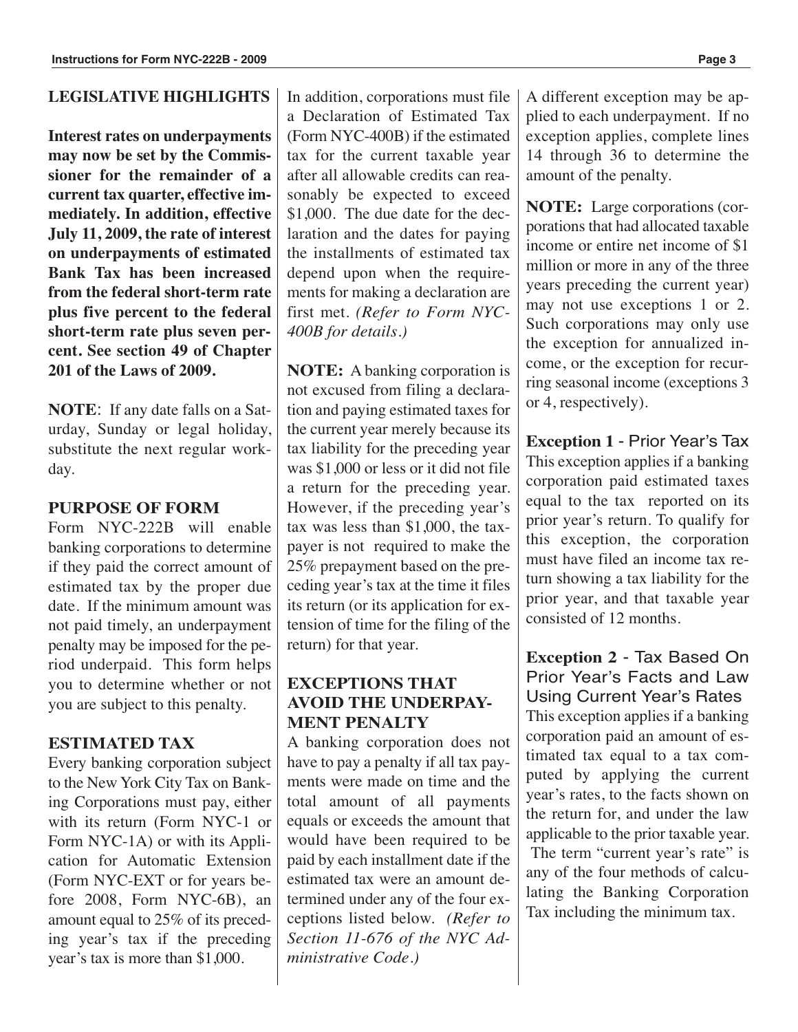## LEGISLATIVE HIGHLIGHTS

**Interest rates on underpayments may now be set by the Commissioner for the remainder of a current tax quarter, effective immediately. In addition, effective July 11, 2009, the rate of interest on underpayments of estimated Bank Tax has been increased from the federal short-term rate plus five percent to the federal short-term rate plus seven percent. See section 49 of Chapter 201 of the Laws of 2009.**

**NOTE**: If any date falls on a Saturday, Sunday or legal holiday, substitute the next regular workday.

## PURPOSE OF FORM

Form NYC-222B will enable banking corporations to determine if they paid the correct amount of estimated tax by the proper due date. If the minimum amount was not paid timely, an underpayment penalty may be imposed for the period underpaid. This form helps you to determine whether or not you are subject to this penalty.

## ESTIMATED TAX

Every banking corporation subject to the New York City Tax on Banking Corporations must pay, either with its return (Form NYC-1 or Form NYC-1A) or with its Application for Automatic Extension (Form NYC-EXT or for years before 2008, Form NYC-6B), an amount equal to 25% of its preceding year's tax if the preceding year's tax is more than $1,000.

In addition, corporations must file a Declaration of Estimated Tax (Form NYC-400B) if the estimated tax for the current taxable year after all allowable credits can reasonably be expected to exceed $1,000. The due date for the declaration and the dates for paying the installments of estimated tax depend upon when the requirements for making a declaration are first met. *(Refer to Form NYC-400B for details.)*

**NOTE:** A banking corporation is not excused from filing a declaration and paying estimated taxes for the current year merely because its tax liability for the preceding year was $1,000 or less or it did not file a return for the preceding year. However, if the preceding year's tax was less than $1,000, the taxpayer is not required to make the 25% prepayment based on the preceding year's tax at the time it files its return (or its application for extension of time for the filing of the return) for that year.

## EXCEPTIONS THAT AVOID THE UNDERPAYMENT PENALTY

A banking corporation does not have to pay a penalty if all tax payments were made on time and the total amount of all payments equals or exceeds the amount that would have been required to be paid by each installment date if the estimated tax were an amount determined under any of the four exceptions listed below. *(Refer to Section 11-676 of the NYC Administrative Code.)*

A different exception may be applied to each underpayment. If no exception applies, complete lines 14 through 36 to determine the amount of the penalty.

**NOTE:** Large corporations (corporations that had allocated taxable income or entire net income of $1 million or more in any of the three years preceding the current year) may not use exceptions 1 or 2. Such corporations may only use the exception for annualized income, or the exception for recurring seasonal income (exceptions 3 or 4, respectively).

**Exception 1** - Prior Year's Tax
This exception applies if a banking corporation paid estimated taxes equal to the tax reported on its prior year's return. To qualify for this exception, the corporation must have filed an income tax return showing a tax liability for the prior year, and that taxable year consisted of 12 months.

**Exception 2** - Tax Based On Prior Year's Facts and Law Using Current Year's Rates
This exception applies if a banking corporation paid an amount of estimated tax equal to a tax computed by applying the current year's rates, to the facts shown on the return for, and under the law applicable to the prior taxable year. The term "current year's rate" is any of the four methods of calculating the Banking Corporation Tax including the minimum tax.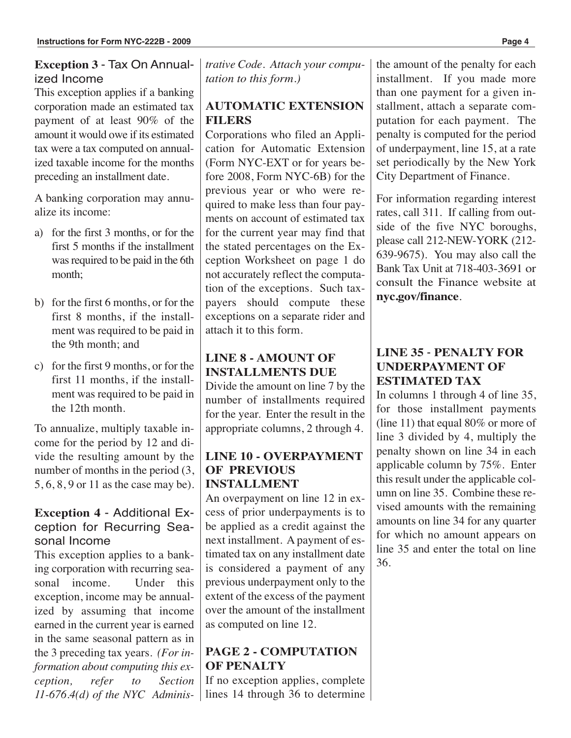### Exception 3 - Tax On Annualized Income

This exception applies if a banking corporation made an estimated tax payment of at least 90% of the amount it would owe if its estimated tax were a tax computed on annualized taxable income for the months preceding an installment date.

A banking corporation may annualize its income:

a) for the first 3 months, or for the first 5 months if the installment was required to be paid in the 6th month;

b) for the first 6 months, or for the first 8 months, if the installment was required to be paid in the 9th month; and

c) for the first 9 months, or for the first 11 months, if the installment was required to be paid in the 12th month.

To annualize, multiply taxable income for the period by 12 and divide the resulting amount by the number of months in the period (3, 5, 6, 8, 9 or 11 as the case may be).

### Exception 4 - Additional Exception for Recurring Seasonal Income

This exception applies to a banking corporation with recurring seasonal income. Under this exception, income may be annualized by assuming that income earned in the current year is earned in the same seasonal pattern as in the 3 preceding tax years. *(For information about computing this exception, refer to Section 11-676.4(d) of the NYC Administrative Code. Attach your computation to this form.)*

## AUTOMATIC EXTENSION FILERS

Corporations who filed an Application for Automatic Extension (Form NYC-EXT or for years before 2008, Form NYC-6B) for the previous year or who were required to make less than four payments on account of estimated tax for the current year may find that the stated percentages on the Exception Worksheet on page 1 do not accurately reflect the computation of the exceptions. Such taxpayers should compute these exceptions on a separate rider and attach it to this form.

## LINE 8 - AMOUNT OF INSTALLMENTS DUE

Divide the amount on line 7 by the number of installments required for the year. Enter the result in the appropriate columns, 2 through 4.

## LINE 10 - OVERPAYMENT OF PREVIOUS INSTALLMENT

An overpayment on line 12 in excess of prior underpayments is to be applied as a credit against the next installment. A payment of estimated tax on any installment date is considered a payment of any previous underpayment only to the extent of the excess of the payment over the amount of the installment as computed on line 12.

## PAGE 2 - COMPUTATION OF PENALTY

If no exception applies, complete lines 14 through 36 to determine the amount of the penalty for each installment. If you made more than one payment for a given installment, attach a separate computation for each payment. The penalty is computed for the period of underpayment, line 15, at a rate set periodically by the New York City Department of Finance.

For information regarding interest rates, call 311. If calling from outside of the five NYC boroughs, please call 212-NEW-YORK (212-639-9675). You may also call the Bank Tax Unit at 718-403-3691 or consult the Finance website at **nyc.gov/finance**.

## LINE 35 - PENALTY FOR UNDERPAYMENT OF ESTIMATED TAX

In columns 1 through 4 of line 35, for those installment payments (line 11) that equal 80% or more of line 3 divided by 4, multiply the penalty shown on line 34 in each applicable column by 75%. Enter this result under the applicable column on line 35. Combine these revised amounts with the remaining amounts on line 34 for any quarter for which no amount appears on line 35 and enter the total on line 36.